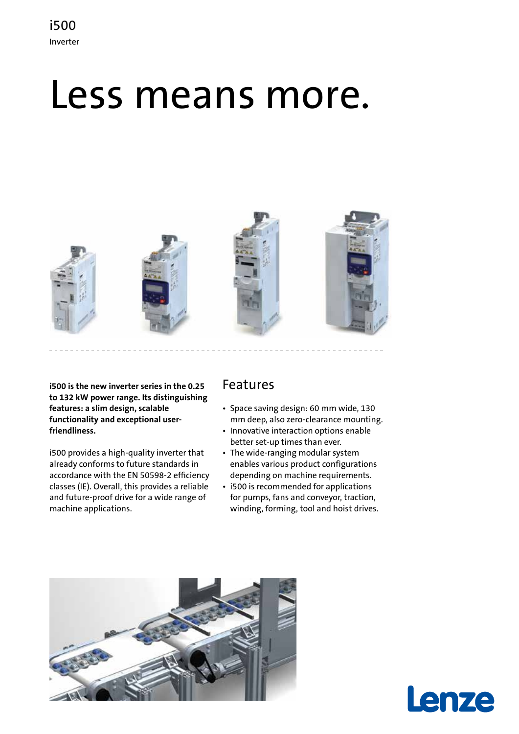i500

Inverter

# Less means more.

**i500 is the new inverter series in the 0.25 to 132 kW power range. Its distinguishing features: a slim design, scalable functionality and exceptional user-friendliness.**

i500 provides a high-quality inverter that already conforms to future standards in accordance with the EN 50598-2 efficiency classes (IE). Overall, this provides a reliable and future-proof drive for a wide range of machine applications.

## Features

- Space saving design: 60 mm wide, 130 mm deep, also zero-clearance mounting.
- Innovative interaction options enable better set-up times than ever.
- The wide-ranging modular system enables various product configurations depending on machine requirements.
- i500 is recommended for applications for pumps, fans and conveyor, traction, winding, forming, tool and hoist drives.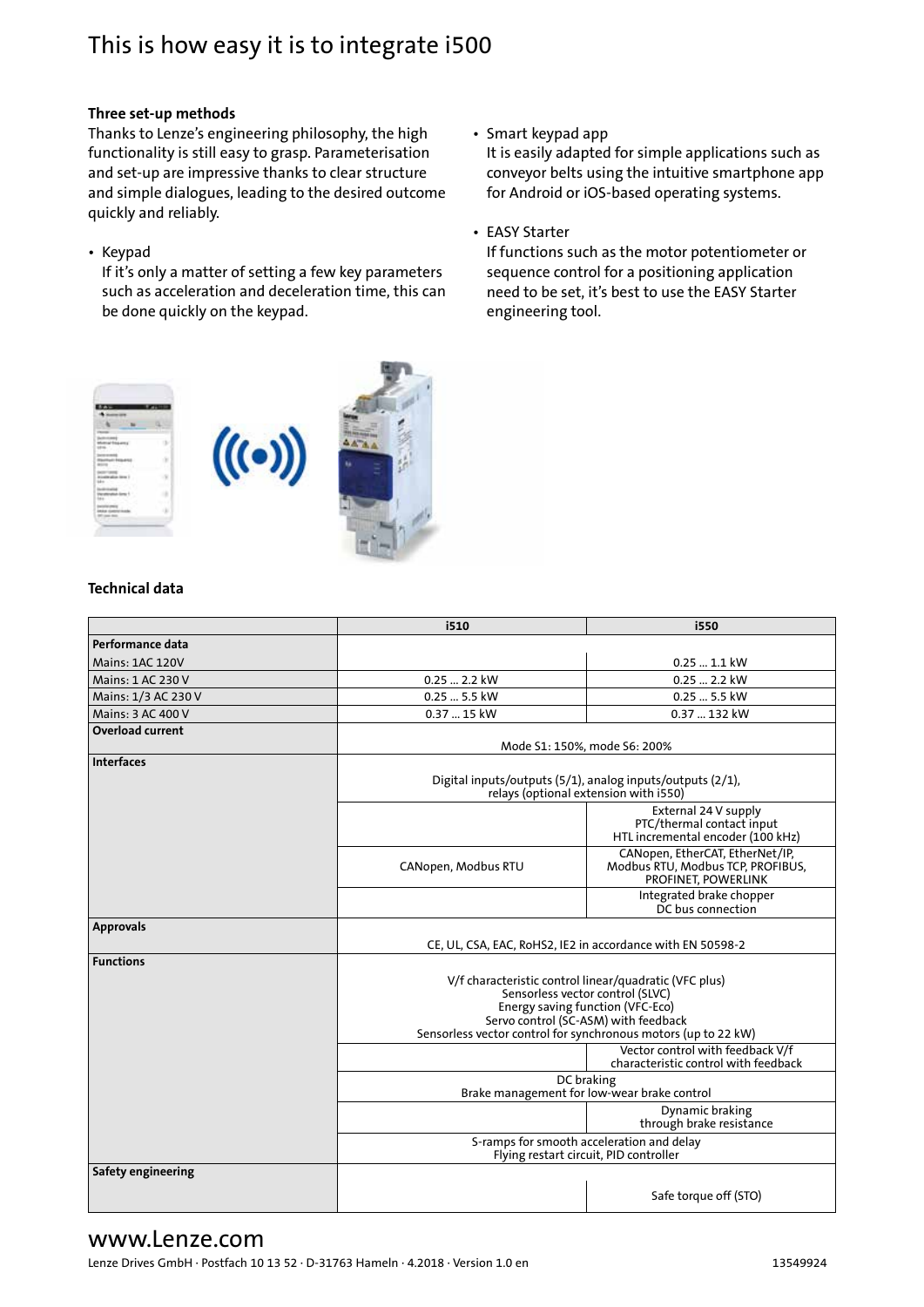# This is how easy it is to integrate i500

**Three set-up methods**

Thanks to Lenze's engineering philosophy, the high functionality is still easy to grasp. Parameterisation and set-up are impressive thanks to clear structure and simple dialogues, leading to the desired outcome quickly and reliably.

- Keypad
  If it's only a matter of setting a few key parameters such as acceleration and deceleration time, this can be done quickly on the keypad.
- Smart keypad app
  It is easily adapted for simple applications such as conveyor belts using the intuitive smartphone app for Android or iOS-based operating systems.
- EASY Starter
  If functions such as the motor potentiometer or sequence control for a positioning application need to be set, it's best to use the EASY Starter engineering tool.

**Technical data**

| | i510 | i550 |
|---|---|---|
| **Performance data** | | |
| Mains: 1AC 120V | | 0.25 ... 1.1 kW |
| Mains: 1 AC 230 V | 0.25 ... 2.2 kW | 0.25 ... 2.2 kW |
| Mains: 1/3 AC 230 V | 0.25 ... 5.5 kW | 0.25 ... 5.5 kW |
| Mains: 3 AC 400 V | 0.37 ... 15 kW | 0.37 ... 132 kW |
| **Overload current** | Mode S1: 150%, mode S6: 200% | |
| **Interfaces** | Digital inputs/outputs (5/1), analog inputs/outputs (2/1), relays (optional extension with i550) | |
| | | External 24 V supply<br>PTC/thermal contact input<br>HTL incremental encoder (100 kHz) |
| | CANopen, Modbus RTU | CANopen, EtherCAT, EtherNet/IP, Modbus RTU, Modbus TCP, PROFIBUS, PROFINET, POWERLINK |
| | | Integrated brake chopper<br>DC bus connection |
| **Approvals** | CE, UL, CSA, EAC, RoHS2, IE2 in accordance with EN 50598-2 | |
| **Functions** | V/f characteristic control linear/quadratic (VFC plus)<br>Sensorless vector control (SLVC)<br>Energy saving function (VFC-Eco)<br>Servo control (SC-ASM) with feedback<br>Sensorless vector control for synchronous motors (up to 22 kW) | |
| | | Vector control with feedback V/f characteristic control with feedback |
| | DC braking<br>Brake management for low-wear brake control | |
| | | Dynamic braking through brake resistance |
| | S-ramps for smooth acceleration and delay<br>Flying restart circuit, PID controller | |
| **Safety engineering** | | Safe torque off (STO) |

www.Lenze.com

Lenze Drives GmbH · Postfach 10 13 52 · D-31763 Hameln · 4.2018 · Version 1.0 en 13549924